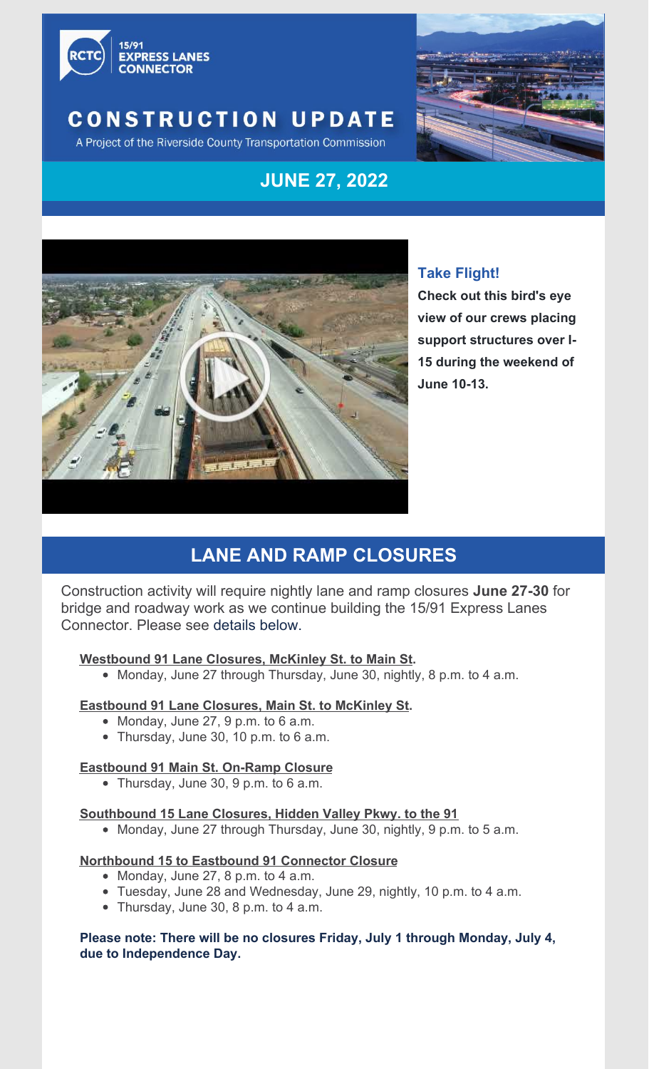15/91
EXPRESS LANES
CONNECTOR

# CONSTRUCTION UPDATE

A Project of the Riverside County Transportation Commission

## JUNE 27, 2022

### Take Flight!

**Check out this bird's eye view of our crews placing support structures over I-15 during the weekend of June 10-13.**

## LANE AND RAMP CLOSURES

Construction activity will require nightly lane and ramp closures **June 27-30** for bridge and roadway work as we continue building the 15/91 Express Lanes Connector. Please see details below.

**Westbound 91 Lane Closures, McKinley St. to Main St.**

- Monday, June 27 through Thursday, June 30, nightly, 8 p.m. to 4 a.m.

**Eastbound 91 Lane Closures, Main St. to McKinley St.**

- Monday, June 27, 9 p.m. to 6 a.m.
- Thursday, June 30, 10 p.m. to 6 a.m.

**Eastbound 91 Main St. On-Ramp Closure**

- Thursday, June 30, 9 p.m. to 6 a.m.

**Southbound 15 Lane Closures, Hidden Valley Pkwy. to the 91**

- Monday, June 27 through Thursday, June 30, nightly, 9 p.m. to 5 a.m.

**Northbound 15 to Eastbound 91 Connector Closure**

- Monday, June 27, 8 p.m. to 4 a.m.
- Tuesday, June 28 and Wednesday, June 29, nightly, 10 p.m. to 4 a.m.
- Thursday, June 30, 8 p.m. to 4 a.m.

**Please note: There will be no closures Friday, July 1 through Monday, July 4, due to Independence Day.**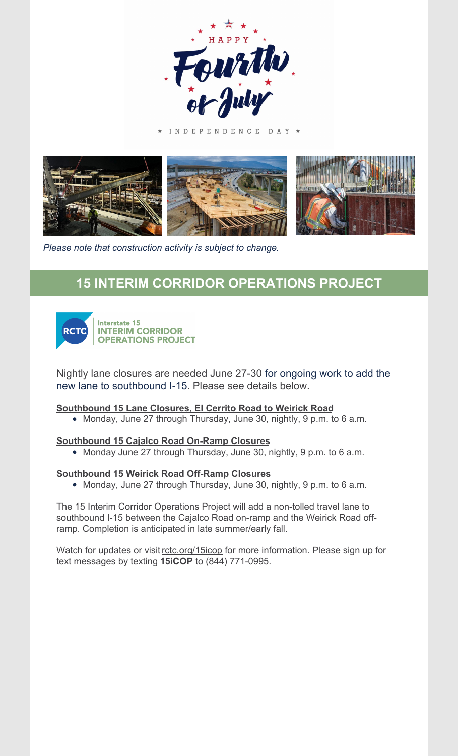HAPPY Fourth of July

INDEPENDENCE DAY

*Please note that construction activity is subject to change.*

## 15 INTERIM CORRIDOR OPERATIONS PROJECT

Interstate 15 INTERIM CORRIDOR OPERATIONS PROJECT

Nightly lane closures are needed June 27-30 for ongoing work to add the new lane to southbound I-15. Please see details below.

**Southbound 15 Lane Closures, El Cerrito Road to Weirick Road**

- Monday, June 27 through Thursday, June 30, nightly, 9 p.m. to 6 a.m.

**Southbound 15 Cajalco Road On-Ramp Closures**

- Monday June 27 through Thursday, June 30, nightly, 9 p.m. to 6 a.m.

**Southbound 15 Weirick Road Off-Ramp Closures**

- Monday, June 27 through Thursday, June 30, nightly, 9 p.m. to 6 a.m.

The 15 Interim Corridor Operations Project will add a non-tolled travel lane to southbound I-15 between the Cajalco Road on-ramp and the Weirick Road off-ramp. Completion is anticipated in late summer/early fall.

Watch for updates or visit rctc.org/15icop for more information. Please sign up for text messages by texting **15iCOP** to (844) 771-0995.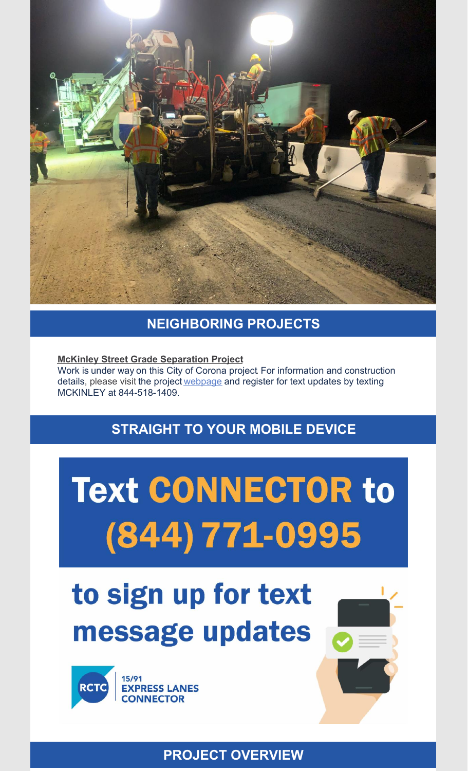## NEIGHBORING PROJECTS

**McKinley Street Grade Separation Project**
Work is under way on this City of Corona project. For information and construction details, please visit the project webpage and register for text updates by texting MCKINLEY at 844-518-1409.

## STRAIGHT TO YOUR MOBILE DEVICE

**Text CONNECTOR to (844) 771-0995**

**to sign up for text message updates**

RCTC 15/91 EXPRESS LANES CONNECTOR

## PROJECT OVERVIEW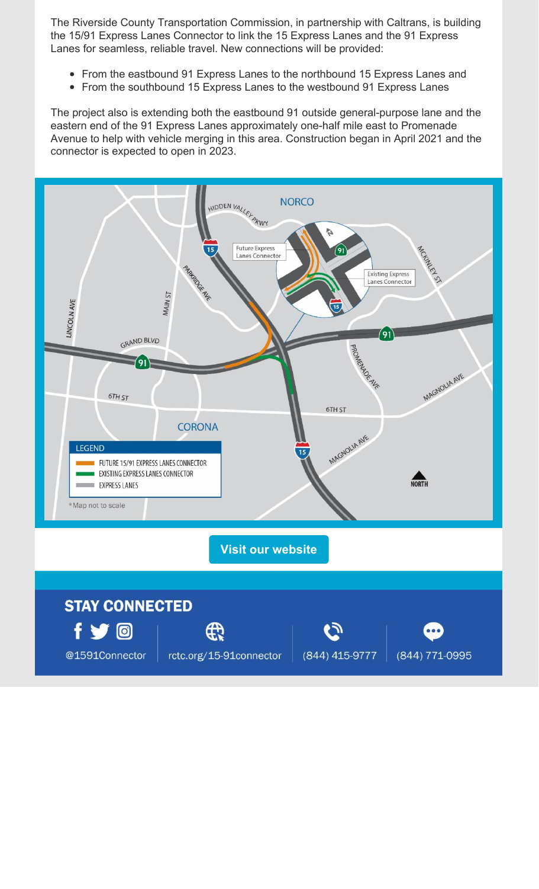The Riverside County Transportation Commission, in partnership with Caltrans, is building the 15/91 Express Lanes Connector to link the 15 Express Lanes and the 91 Express Lanes for seamless, reliable travel. New connections will be provided:

- From the eastbound 91 Express Lanes to the northbound 15 Express Lanes and
- From the southbound 15 Express Lanes to the westbound 91 Express Lanes

The project also is extending both the eastbound 91 outside general-purpose lane and the eastern end of the 91 Express Lanes approximately one-half mile east to Promenade Avenue to help with vehicle merging in this area. Construction began in April 2021 and the connector is expected to open in 2023.

NORCO

CORONA

Future Express Lanes Connector

Existing Express Lanes Connector

HIDDEN VALLEY PKWY

PARKRIDGE AVE

MAIN ST

LINCOLN AVE

GRAND BLVD

6TH ST

PROMENADE AVE

MCKINLEY ST

MAGNOLIA AVE

15

91

LEGEND

FUTURE 15/91 EXPRESS LANES CONNECTOR

EXISTING EXPRESS LANES CONNECTOR

EXPRESS LANES

NORTH

*Map not to scale

**Visit our website**

## STAY CONNECTED

@1591Connector | rctc.org/15-91connector | (844) 415-9777 | (844) 771-0995